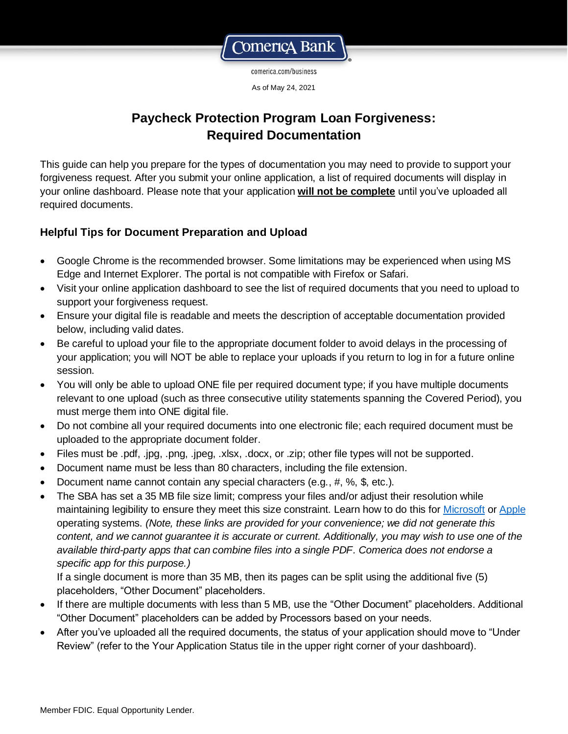Comerica Bank

comerica.com/business

As of May 24, 2021

# Paycheck Protection Program Loan Forgiveness: Required Documentation

This guide can help you prepare for the types of documentation you may need to provide to support your forgiveness request. After you submit your online application, a list of required documents will display in your online dashboard. Please note that your application **will not be complete** until you've uploaded all required documents.

### Helpful Tips for Document Preparation and Upload

- Google Chrome is the recommended browser. Some limitations may be experienced when using MS Edge and Internet Explorer. The portal is not compatible with Firefox or Safari.
- Visit your online application dashboard to see the list of required documents that you need to upload to support your forgiveness request.
- Ensure your digital file is readable and meets the description of acceptable documentation provided below, including valid dates.
- Be careful to upload your file to the appropriate document folder to avoid delays in the processing of your application; you will NOT be able to replace your uploads if you return to log in for a future online session.
- You will only be able to upload ONE file per required document type; if you have multiple documents relevant to one upload (such as three consecutive utility statements spanning the Covered Period), you must merge them into ONE digital file.
- Do not combine all your required documents into one electronic file; each required document must be uploaded to the appropriate document folder.
- Files must be .pdf, .jpg, .png, .jpeg, .xlsx, .docx, or .zip; other file types will not be supported.
- Document name must be less than 80 characters, including the file extension.
- Document name cannot contain any special characters (e.g., #, %, $, etc.).
- The SBA has set a 35 MB file size limit; compress your files and/or adjust their resolution while maintaining legibility to ensure they meet this size constraint. Learn how to do this for Microsoft or Apple operating systems. *(Note, these links are provided for your convenience; we did not generate this content, and we cannot guarantee it is accurate or current. Additionally, you may wish to use one of the available third-party apps that can combine files into a single PDF. Comerica does not endorse a specific app for this purpose.)*

  If a single document is more than 35 MB, then its pages can be split using the additional five (5) placeholders, "Other Document" placeholders.
- If there are multiple documents with less than 5 MB, use the "Other Document" placeholders. Additional "Other Document" placeholders can be added by Processors based on your needs.
- After you've uploaded all the required documents, the status of your application should move to "Under Review" (refer to the Your Application Status tile in the upper right corner of your dashboard).

Member FDIC. Equal Opportunity Lender.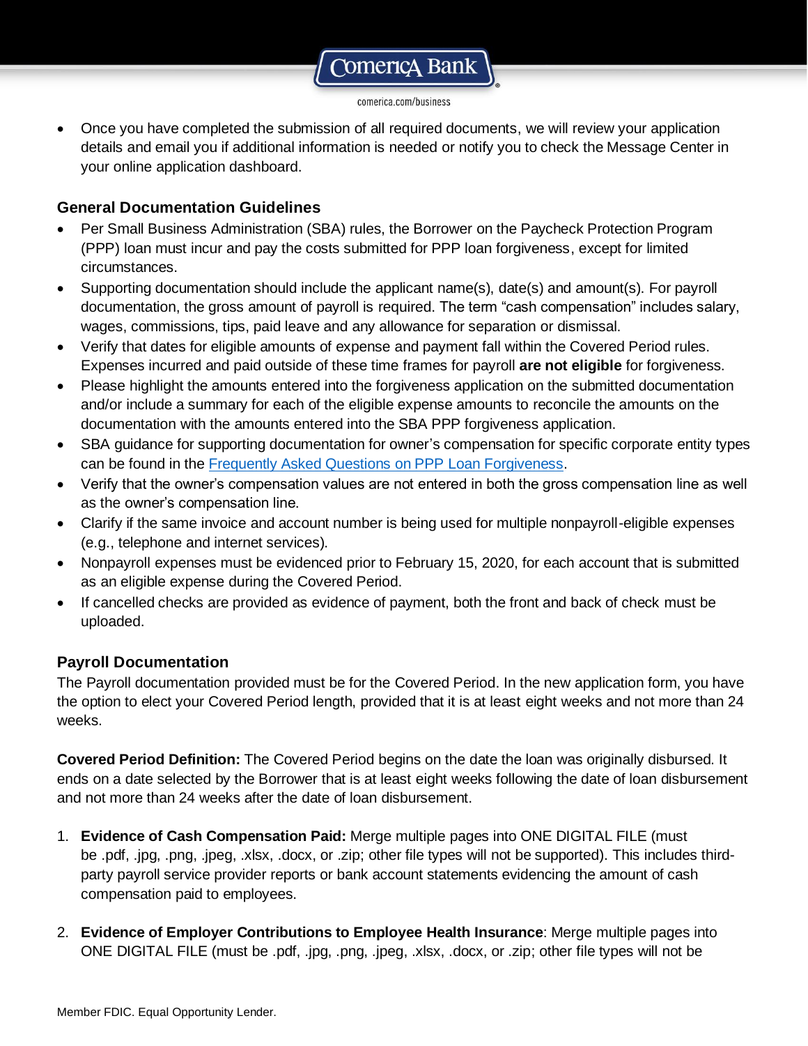- Once you have completed the submission of all required documents, we will review your application details and email you if additional information is needed or notify you to check the Message Center in your online application dashboard.

### General Documentation Guidelines

- Per Small Business Administration (SBA) rules, the Borrower on the Paycheck Protection Program (PPP) loan must incur and pay the costs submitted for PPP loan forgiveness, except for limited circumstances.
- Supporting documentation should include the applicant name(s), date(s) and amount(s). For payroll documentation, the gross amount of payroll is required. The term "cash compensation" includes salary, wages, commissions, tips, paid leave and any allowance for separation or dismissal.
- Verify that dates for eligible amounts of expense and payment fall within the Covered Period rules. Expenses incurred and paid outside of these time frames for payroll **are not eligible** for forgiveness.
- Please highlight the amounts entered into the forgiveness application on the submitted documentation and/or include a summary for each of the eligible expense amounts to reconcile the amounts on the documentation with the amounts entered into the SBA PPP forgiveness application.
- SBA guidance for supporting documentation for owner's compensation for specific corporate entity types can be found in the [Frequently Asked Questions on PPP Loan Forgiveness](Frequently Asked Questions on PPP Loan Forgiveness).
- Verify that the owner's compensation values are not entered in both the gross compensation line as well as the owner's compensation line.
- Clarify if the same invoice and account number is being used for multiple nonpayroll-eligible expenses (e.g., telephone and internet services).
- Nonpayroll expenses must be evidenced prior to February 15, 2020, for each account that is submitted as an eligible expense during the Covered Period.
- If cancelled checks are provided as evidence of payment, both the front and back of check must be uploaded.

### Payroll Documentation

The Payroll documentation provided must be for the Covered Period. In the new application form, you have the option to elect your Covered Period length, provided that it is at least eight weeks and not more than 24 weeks.

**Covered Period Definition:** The Covered Period begins on the date the loan was originally disbursed. It ends on a date selected by the Borrower that is at least eight weeks following the date of loan disbursement and not more than 24 weeks after the date of loan disbursement.

1. **Evidence of Cash Compensation Paid:** Merge multiple pages into ONE DIGITAL FILE (must be .pdf, .jpg, .png, .jpeg, .xlsx, .docx, or .zip; other file types will not be supported). This includes third-party payroll service provider reports or bank account statements evidencing the amount of cash compensation paid to employees.

2. **Evidence of Employer Contributions to Employee Health Insurance**: Merge multiple pages into ONE DIGITAL FILE (must be .pdf, .jpg, .png, .jpeg, .xlsx, .docx, or .zip; other file types will not be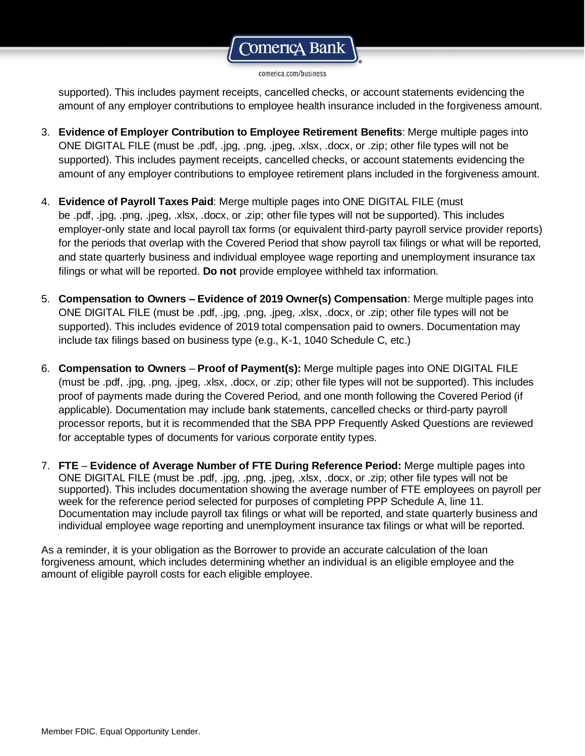supported). This includes payment receipts, cancelled checks, or account statements evidencing the amount of any employer contributions to employee health insurance included in the forgiveness amount.

3. **Evidence of Employer Contribution to Employee Retirement Benefits**: Merge multiple pages into ONE DIGITAL FILE (must be .pdf, .jpg, .png, .jpeg, .xlsx, .docx, or .zip; other file types will not be supported). This includes payment receipts, cancelled checks, or account statements evidencing the amount of any employer contributions to employee retirement plans included in the forgiveness amount.

4. **Evidence of Payroll Taxes Paid**: Merge multiple pages into ONE DIGITAL FILE (must be .pdf, .jpg, .png, .jpeg, .xlsx, .docx, or .zip; other file types will not be supported). This includes employer-only state and local payroll tax forms (or equivalent third-party payroll service provider reports) for the periods that overlap with the Covered Period that show payroll tax filings or what will be reported, and state quarterly business and individual employee wage reporting and unemployment insurance tax filings or what will be reported. **Do not** provide employee withheld tax information.

5. **Compensation to Owners – Evidence of 2019 Owner(s) Compensation**: Merge multiple pages into ONE DIGITAL FILE (must be .pdf, .jpg, .png, .jpeg, .xlsx, .docx, or .zip; other file types will not be supported). This includes evidence of 2019 total compensation paid to owners. Documentation may include tax filings based on business type (e.g., K-1, 1040 Schedule C, etc.)

6. **Compensation to Owners** – **Proof of Payment(s):** Merge multiple pages into ONE DIGITAL FILE (must be .pdf, .jpg, .png, .jpeg, .xlsx, .docx, or .zip; other file types will not be supported). This includes proof of payments made during the Covered Period, and one month following the Covered Period (if applicable). Documentation may include bank statements, cancelled checks or third-party payroll processor reports, but it is recommended that the SBA PPP Frequently Asked Questions are reviewed for acceptable types of documents for various corporate entity types.

7. **FTE** – **Evidence of Average Number of FTE During Reference Period:** Merge multiple pages into ONE DIGITAL FILE (must be .pdf, .jpg, .png, .jpeg, .xlsx, .docx, or .zip; other file types will not be supported). This includes documentation showing the average number of FTE employees on payroll per week for the reference period selected for purposes of completing PPP Schedule A, line 11. Documentation may include payroll tax filings or what will be reported, and state quarterly business and individual employee wage reporting and unemployment insurance tax filings or what will be reported.

As a reminder, it is your obligation as the Borrower to provide an accurate calculation of the loan forgiveness amount, which includes determining whether an individual is an eligible employee and the amount of eligible payroll costs for each eligible employee.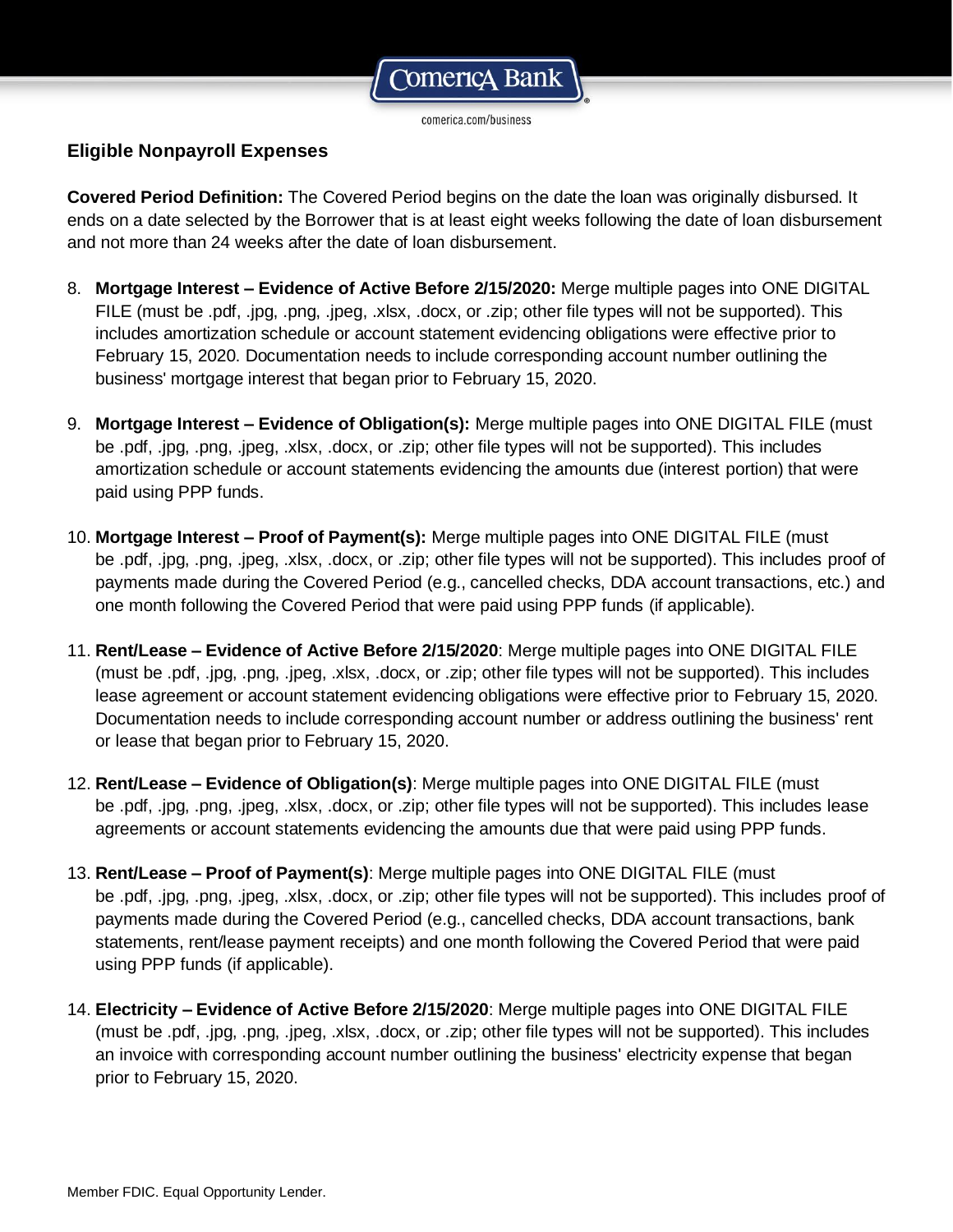## Eligible Nonpayroll Expenses

**Covered Period Definition:** The Covered Period begins on the date the loan was originally disbursed. It ends on a date selected by the Borrower that is at least eight weeks following the date of loan disbursement and not more than 24 weeks after the date of loan disbursement.

8. **Mortgage Interest – Evidence of Active Before 2/15/2020:** Merge multiple pages into ONE DIGITAL FILE (must be .pdf, .jpg, .png, .jpeg, .xlsx, .docx, or .zip; other file types will not be supported). This includes amortization schedule or account statement evidencing obligations were effective prior to February 15, 2020. Documentation needs to include corresponding account number outlining the business' mortgage interest that began prior to February 15, 2020.

9. **Mortgage Interest – Evidence of Obligation(s):** Merge multiple pages into ONE DIGITAL FILE (must be .pdf, .jpg, .png, .jpeg, .xlsx, .docx, or .zip; other file types will not be supported). This includes amortization schedule or account statements evidencing the amounts due (interest portion) that were paid using PPP funds.

10. **Mortgage Interest – Proof of Payment(s):** Merge multiple pages into ONE DIGITAL FILE (must be .pdf, .jpg, .png, .jpeg, .xlsx, .docx, or .zip; other file types will not be supported). This includes proof of payments made during the Covered Period (e.g., cancelled checks, DDA account transactions, etc.) and one month following the Covered Period that were paid using PPP funds (if applicable).

11. **Rent/Lease – Evidence of Active Before 2/15/2020**: Merge multiple pages into ONE DIGITAL FILE (must be .pdf, .jpg, .png, .jpeg, .xlsx, .docx, or .zip; other file types will not be supported). This includes lease agreement or account statement evidencing obligations were effective prior to February 15, 2020. Documentation needs to include corresponding account number or address outlining the business' rent or lease that began prior to February 15, 2020.

12. **Rent/Lease – Evidence of Obligation(s)**: Merge multiple pages into ONE DIGITAL FILE (must be .pdf, .jpg, .png, .jpeg, .xlsx, .docx, or .zip; other file types will not be supported). This includes lease agreements or account statements evidencing the amounts due that were paid using PPP funds.

13. **Rent/Lease – Proof of Payment(s)**: Merge multiple pages into ONE DIGITAL FILE (must be .pdf, .jpg, .png, .jpeg, .xlsx, .docx, or .zip; other file types will not be supported). This includes proof of payments made during the Covered Period (e.g., cancelled checks, DDA account transactions, bank statements, rent/lease payment receipts) and one month following the Covered Period that were paid using PPP funds (if applicable).

14. **Electricity – Evidence of Active Before 2/15/2020**: Merge multiple pages into ONE DIGITAL FILE (must be .pdf, .jpg, .png, .jpeg, .xlsx, .docx, or .zip; other file types will not be supported). This includes an invoice with corresponding account number outlining the business' electricity expense that began prior to February 15, 2020.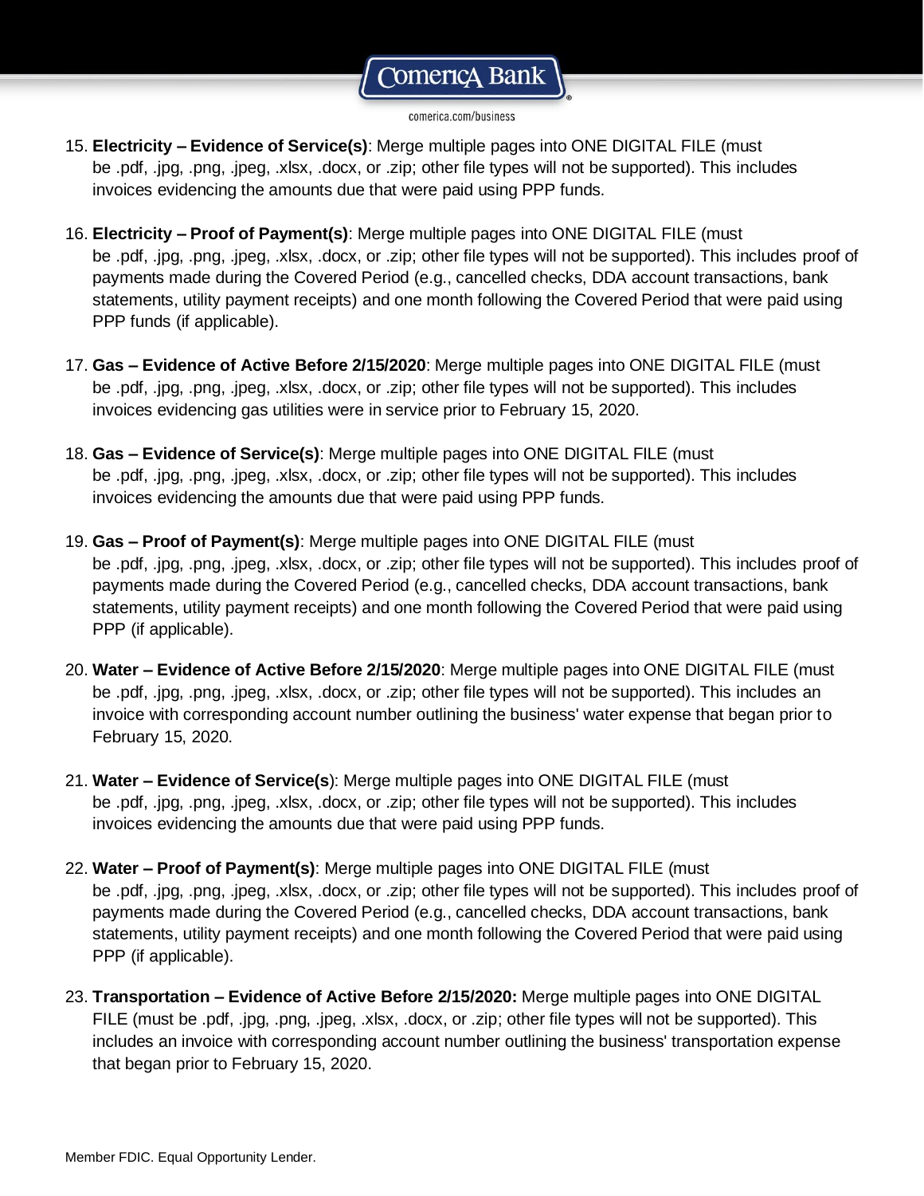15. **Electricity – Evidence of Service(s)**: Merge multiple pages into ONE DIGITAL FILE (must be .pdf, .jpg, .png, .jpeg, .xlsx, .docx, or .zip; other file types will not be supported). This includes invoices evidencing the amounts due that were paid using PPP funds.

16. **Electricity – Proof of Payment(s)**: Merge multiple pages into ONE DIGITAL FILE (must be .pdf, .jpg, .png, .jpeg, .xlsx, .docx, or .zip; other file types will not be supported). This includes proof of payments made during the Covered Period (e.g., cancelled checks, DDA account transactions, bank statements, utility payment receipts) and one month following the Covered Period that were paid using PPP funds (if applicable).

17. **Gas – Evidence of Active Before 2/15/2020**: Merge multiple pages into ONE DIGITAL FILE (must be .pdf, .jpg, .png, .jpeg, .xlsx, .docx, or .zip; other file types will not be supported). This includes invoices evidencing gas utilities were in service prior to February 15, 2020.

18. **Gas – Evidence of Service(s)**: Merge multiple pages into ONE DIGITAL FILE (must be .pdf, .jpg, .png, .jpeg, .xlsx, .docx, or .zip; other file types will not be supported). This includes invoices evidencing the amounts due that were paid using PPP funds.

19. **Gas – Proof of Payment(s)**: Merge multiple pages into ONE DIGITAL FILE (must be .pdf, .jpg, .png, .jpeg, .xlsx, .docx, or .zip; other file types will not be supported). This includes proof of payments made during the Covered Period (e.g., cancelled checks, DDA account transactions, bank statements, utility payment receipts) and one month following the Covered Period that were paid using PPP (if applicable).

20. **Water – Evidence of Active Before 2/15/2020**: Merge multiple pages into ONE DIGITAL FILE (must be .pdf, .jpg, .png, .jpeg, .xlsx, .docx, or .zip; other file types will not be supported). This includes an invoice with corresponding account number outlining the business' water expense that began prior to February 15, 2020.

21. **Water – Evidence of Service(s**): Merge multiple pages into ONE DIGITAL FILE (must be .pdf, .jpg, .png, .jpeg, .xlsx, .docx, or .zip; other file types will not be supported). This includes invoices evidencing the amounts due that were paid using PPP funds.

22. **Water – Proof of Payment(s)**: Merge multiple pages into ONE DIGITAL FILE (must be .pdf, .jpg, .png, .jpeg, .xlsx, .docx, or .zip; other file types will not be supported). This includes proof of payments made during the Covered Period (e.g., cancelled checks, DDA account transactions, bank statements, utility payment receipts) and one month following the Covered Period that were paid using PPP (if applicable).

23. **Transportation – Evidence of Active Before 2/15/2020:** Merge multiple pages into ONE DIGITAL FILE (must be .pdf, .jpg, .png, .jpeg, .xlsx, .docx, or .zip; other file types will not be supported). This includes an invoice with corresponding account number outlining the business' transportation expense that began prior to February 15, 2020.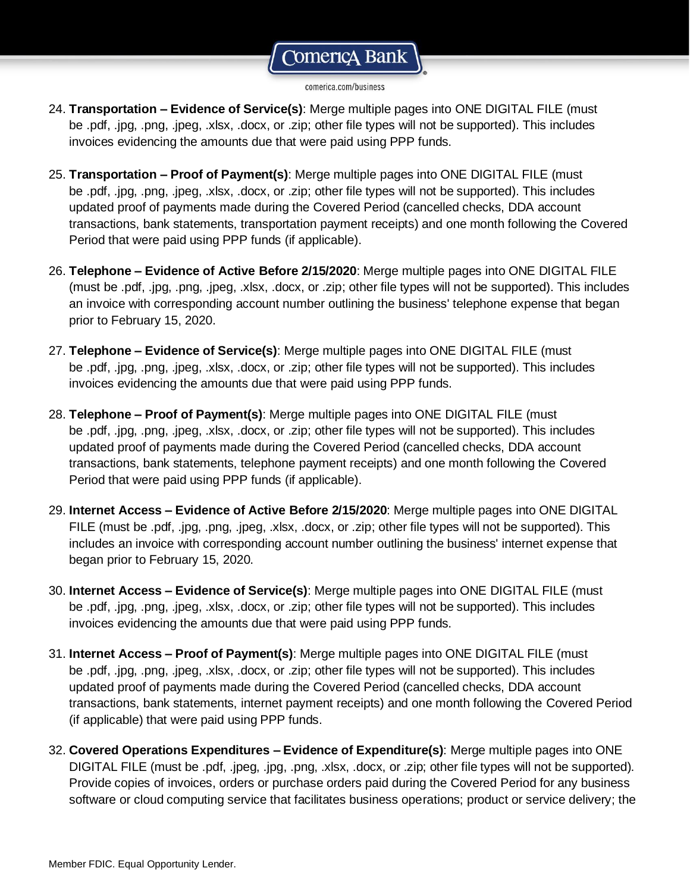24. **Transportation – Evidence of Service(s)**: Merge multiple pages into ONE DIGITAL FILE (must be .pdf, .jpg, .png, .jpeg, .xlsx, .docx, or .zip; other file types will not be supported). This includes invoices evidencing the amounts due that were paid using PPP funds.

25. **Transportation – Proof of Payment(s)**: Merge multiple pages into ONE DIGITAL FILE (must be .pdf, .jpg, .png, .jpeg, .xlsx, .docx, or .zip; other file types will not be supported). This includes updated proof of payments made during the Covered Period (cancelled checks, DDA account transactions, bank statements, transportation payment receipts) and one month following the Covered Period that were paid using PPP funds (if applicable).

26. **Telephone – Evidence of Active Before 2/15/2020**: Merge multiple pages into ONE DIGITAL FILE (must be .pdf, .jpg, .png, .jpeg, .xlsx, .docx, or .zip; other file types will not be supported). This includes an invoice with corresponding account number outlining the business' telephone expense that began prior to February 15, 2020.

27. **Telephone – Evidence of Service(s)**: Merge multiple pages into ONE DIGITAL FILE (must be .pdf, .jpg, .png, .jpeg, .xlsx, .docx, or .zip; other file types will not be supported). This includes invoices evidencing the amounts due that were paid using PPP funds.

28. **Telephone – Proof of Payment(s)**: Merge multiple pages into ONE DIGITAL FILE (must be .pdf, .jpg, .png, .jpeg, .xlsx, .docx, or .zip; other file types will not be supported). This includes updated proof of payments made during the Covered Period (cancelled checks, DDA account transactions, bank statements, telephone payment receipts) and one month following the Covered Period that were paid using PPP funds (if applicable).

29. **Internet Access – Evidence of Active Before 2/15/2020**: Merge multiple pages into ONE DIGITAL FILE (must be .pdf, .jpg, .png, .jpeg, .xlsx, .docx, or .zip; other file types will not be supported). This includes an invoice with corresponding account number outlining the business' internet expense that began prior to February 15, 2020.

30. **Internet Access – Evidence of Service(s)**: Merge multiple pages into ONE DIGITAL FILE (must be .pdf, .jpg, .png, .jpeg, .xlsx, .docx, or .zip; other file types will not be supported). This includes invoices evidencing the amounts due that were paid using PPP funds.

31. **Internet Access – Proof of Payment(s)**: Merge multiple pages into ONE DIGITAL FILE (must be .pdf, .jpg, .png, .jpeg, .xlsx, .docx, or .zip; other file types will not be supported). This includes updated proof of payments made during the Covered Period (cancelled checks, DDA account transactions, bank statements, internet payment receipts) and one month following the Covered Period (if applicable) that were paid using PPP funds.

32. **Covered Operations Expenditures – Evidence of Expenditure(s)**: Merge multiple pages into ONE DIGITAL FILE (must be .pdf, .jpeg, .jpg, .png, .xlsx, .docx, or .zip; other file types will not be supported). Provide copies of invoices, orders or purchase orders paid during the Covered Period for any business software or cloud computing service that facilitates business operations; product or service delivery; the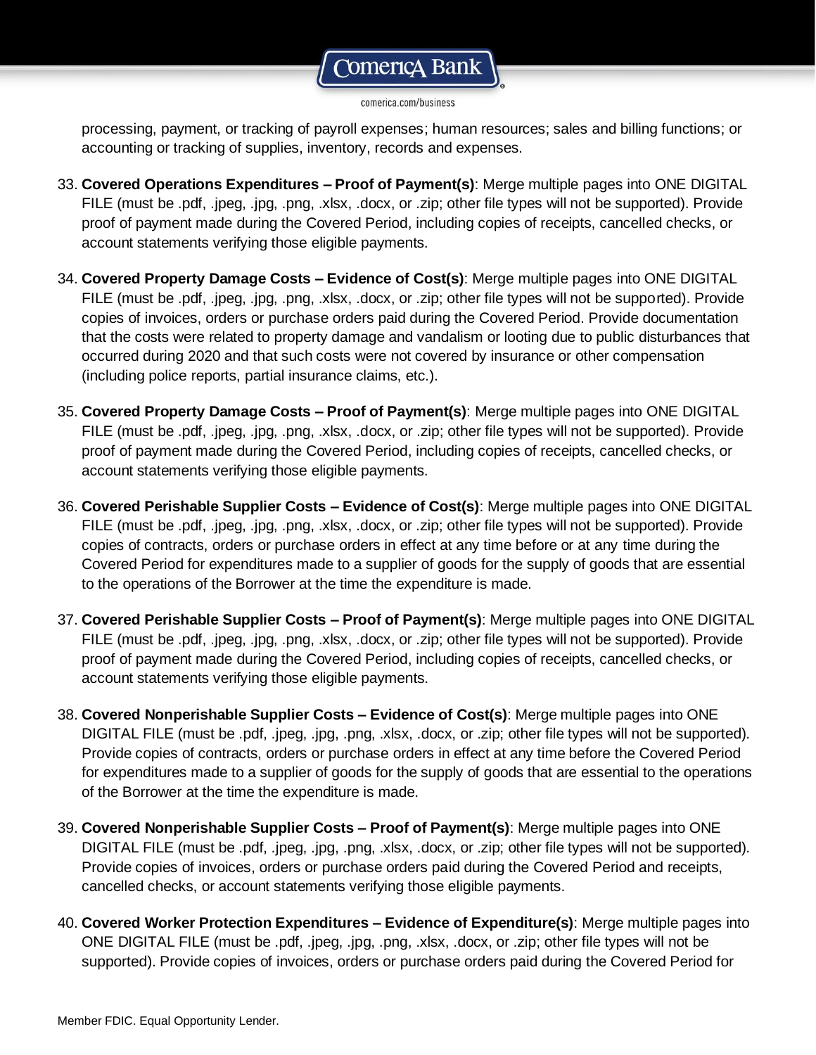processing, payment, or tracking of payroll expenses; human resources; sales and billing functions; or accounting or tracking of supplies, inventory, records and expenses.

33. **Covered Operations Expenditures – Proof of Payment(s)**: Merge multiple pages into ONE DIGITAL FILE (must be .pdf, .jpeg, .jpg, .png, .xlsx, .docx, or .zip; other file types will not be supported). Provide proof of payment made during the Covered Period, including copies of receipts, cancelled checks, or account statements verifying those eligible payments.

34. **Covered Property Damage Costs – Evidence of Cost(s)**: Merge multiple pages into ONE DIGITAL FILE (must be .pdf, .jpeg, .jpg, .png, .xlsx, .docx, or .zip; other file types will not be supported). Provide copies of invoices, orders or purchase orders paid during the Covered Period. Provide documentation that the costs were related to property damage and vandalism or looting due to public disturbances that occurred during 2020 and that such costs were not covered by insurance or other compensation (including police reports, partial insurance claims, etc.).

35. **Covered Property Damage Costs – Proof of Payment(s)**: Merge multiple pages into ONE DIGITAL FILE (must be .pdf, .jpeg, .jpg, .png, .xlsx, .docx, or .zip; other file types will not be supported). Provide proof of payment made during the Covered Period, including copies of receipts, cancelled checks, or account statements verifying those eligible payments.

36. **Covered Perishable Supplier Costs – Evidence of Cost(s)**: Merge multiple pages into ONE DIGITAL FILE (must be .pdf, .jpeg, .jpg, .png, .xlsx, .docx, or .zip; other file types will not be supported). Provide copies of contracts, orders or purchase orders in effect at any time before or at any time during the Covered Period for expenditures made to a supplier of goods for the supply of goods that are essential to the operations of the Borrower at the time the expenditure is made.

37. **Covered Perishable Supplier Costs – Proof of Payment(s)**: Merge multiple pages into ONE DIGITAL FILE (must be .pdf, .jpeg, .jpg, .png, .xlsx, .docx, or .zip; other file types will not be supported). Provide proof of payment made during the Covered Period, including copies of receipts, cancelled checks, or account statements verifying those eligible payments.

38. **Covered Nonperishable Supplier Costs – Evidence of Cost(s)**: Merge multiple pages into ONE DIGITAL FILE (must be .pdf, .jpeg, .jpg, .png, .xlsx, .docx, or .zip; other file types will not be supported). Provide copies of contracts, orders or purchase orders in effect at any time before the Covered Period for expenditures made to a supplier of goods for the supply of goods that are essential to the operations of the Borrower at the time the expenditure is made.

39. **Covered Nonperishable Supplier Costs – Proof of Payment(s)**: Merge multiple pages into ONE DIGITAL FILE (must be .pdf, .jpeg, .jpg, .png, .xlsx, .docx, or .zip; other file types will not be supported). Provide copies of invoices, orders or purchase orders paid during the Covered Period and receipts, cancelled checks, or account statements verifying those eligible payments.

40. **Covered Worker Protection Expenditures – Evidence of Expenditure(s)**: Merge multiple pages into ONE DIGITAL FILE (must be .pdf, .jpeg, .jpg, .png, .xlsx, .docx, or .zip; other file types will not be supported). Provide copies of invoices, orders or purchase orders paid during the Covered Period for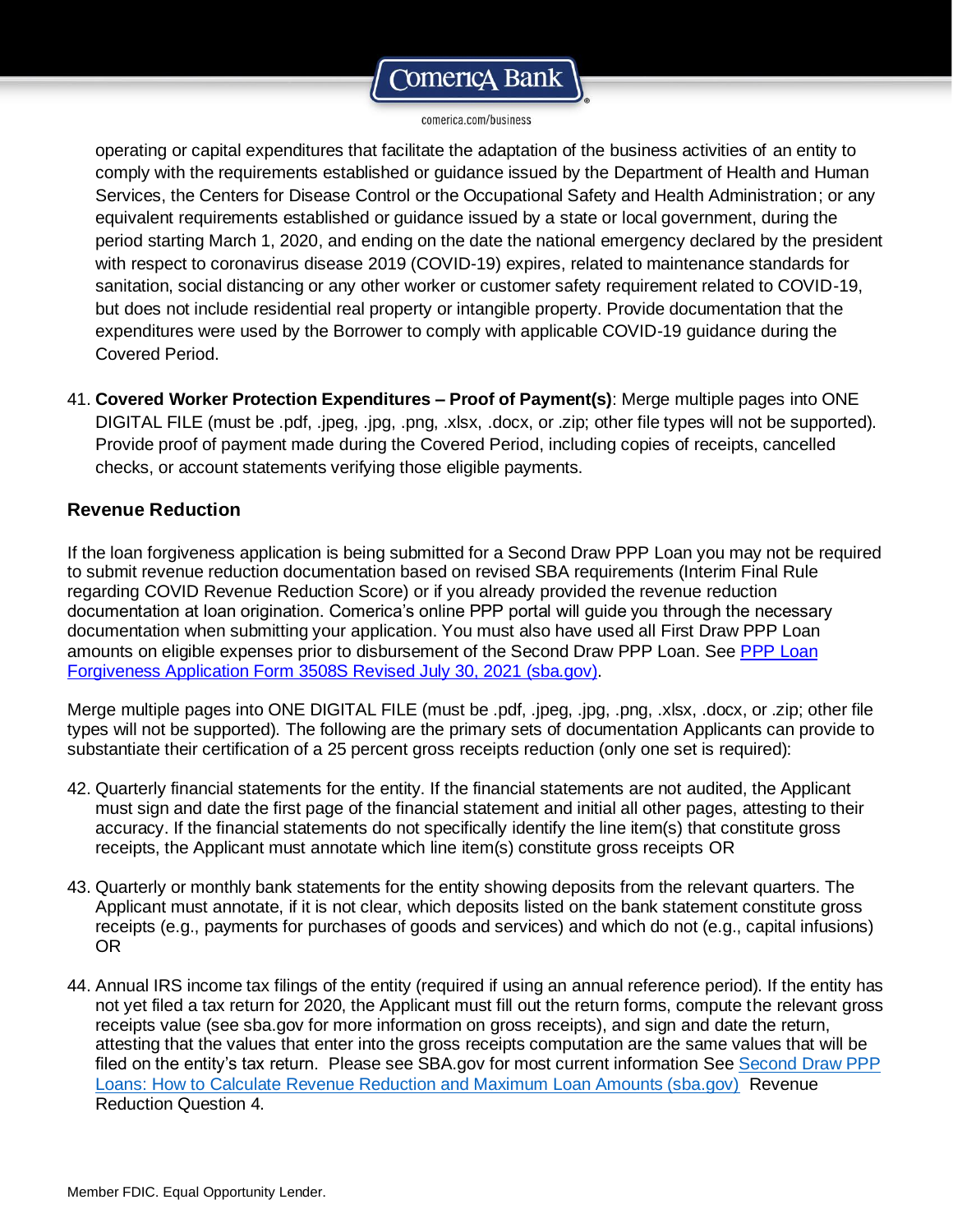operating or capital expenditures that facilitate the adaptation of the business activities of an entity to comply with the requirements established or guidance issued by the Department of Health and Human Services, the Centers for Disease Control or the Occupational Safety and Health Administration; or any equivalent requirements established or guidance issued by a state or local government, during the period starting March 1, 2020, and ending on the date the national emergency declared by the president with respect to coronavirus disease 2019 (COVID-19) expires, related to maintenance standards for sanitation, social distancing or any other worker or customer safety requirement related to COVID-19, but does not include residential real property or intangible property. Provide documentation that the expenditures were used by the Borrower to comply with applicable COVID-19 guidance during the Covered Period.

41. **Covered Worker Protection Expenditures – Proof of Payment(s)**: Merge multiple pages into ONE DIGITAL FILE (must be .pdf, .jpeg, .jpg, .png, .xlsx, .docx, or .zip; other file types will not be supported). Provide proof of payment made during the Covered Period, including copies of receipts, cancelled checks, or account statements verifying those eligible payments.

### Revenue Reduction

If the loan forgiveness application is being submitted for a Second Draw PPP Loan you may not be required to submit revenue reduction documentation based on revised SBA requirements (Interim Final Rule regarding COVID Revenue Reduction Score) or if you already provided the revenue reduction documentation at loan origination. Comerica's online PPP portal will guide you through the necessary documentation when submitting your application. You must also have used all First Draw PPP Loan amounts on eligible expenses prior to disbursement of the Second Draw PPP Loan. See [PPP Loan Forgiveness Application Form 3508S Revised July 30, 2021 (sba.gov)](PPP Loan Forgiveness Application Form 3508S Revised July 30, 2021 (sba.gov)).

Merge multiple pages into ONE DIGITAL FILE (must be .pdf, .jpeg, .jpg, .png, .xlsx, .docx, or .zip; other file types will not be supported). The following are the primary sets of documentation Applicants can provide to substantiate their certification of a 25 percent gross receipts reduction (only one set is required):

42. Quarterly financial statements for the entity. If the financial statements are not audited, the Applicant must sign and date the first page of the financial statement and initial all other pages, attesting to their accuracy. If the financial statements do not specifically identify the line item(s) that constitute gross receipts, the Applicant must annotate which line item(s) constitute gross receipts OR

43. Quarterly or monthly bank statements for the entity showing deposits from the relevant quarters. The Applicant must annotate, if it is not clear, which deposits listed on the bank statement constitute gross receipts (e.g., payments for purchases of goods and services) and which do not (e.g., capital infusions) OR

44. Annual IRS income tax filings of the entity (required if using an annual reference period). If the entity has not yet filed a tax return for 2020, the Applicant must fill out the return forms, compute the relevant gross receipts value (see sba.gov for more information on gross receipts), and sign and date the return, attesting that the values that enter into the gross receipts computation are the same values that will be filed on the entity's tax return. Please see SBA.gov for most current information See [Second Draw PPP Loans: How to Calculate Revenue Reduction and Maximum Loan Amounts (sba.gov)](Second Draw PPP Loans: How to Calculate Revenue Reduction and Maximum Loan Amounts (sba.gov)) Revenue Reduction Question 4.

Member FDIC. Equal Opportunity Lender.